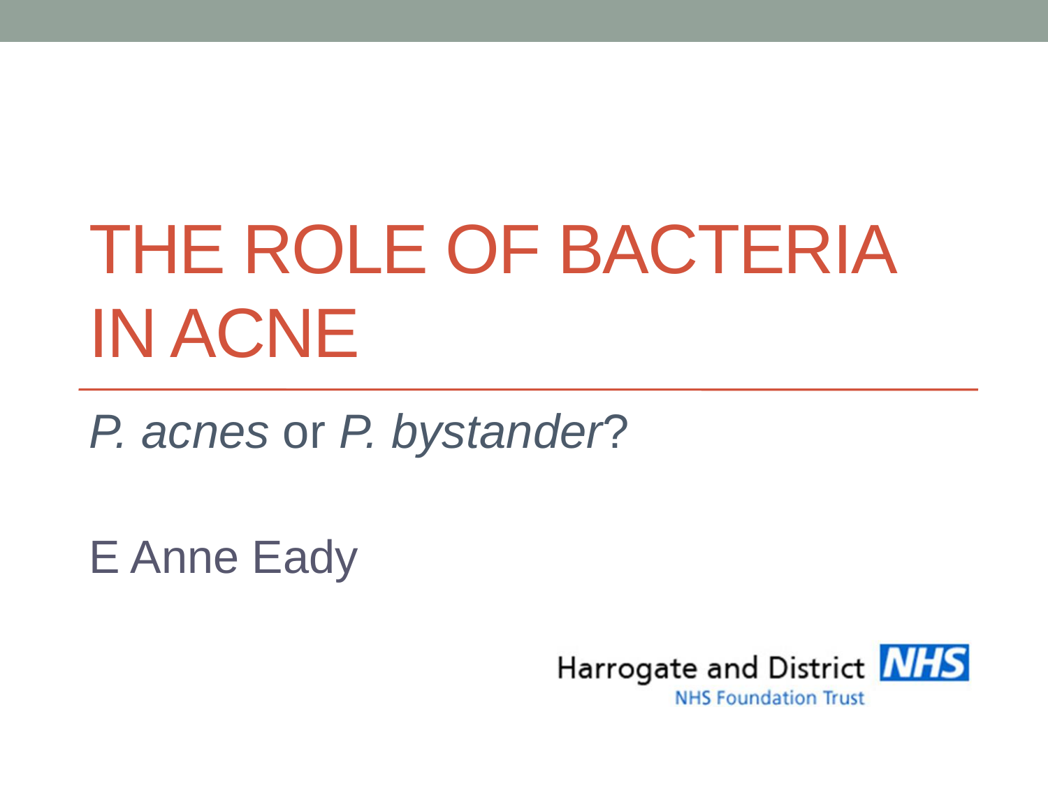# THE ROLE OF BACTERIA IN ACNE

*P. acnes* or *P. bystander*?

E Anne Eady

Harrogate and District NHS
NHS Foundation Trust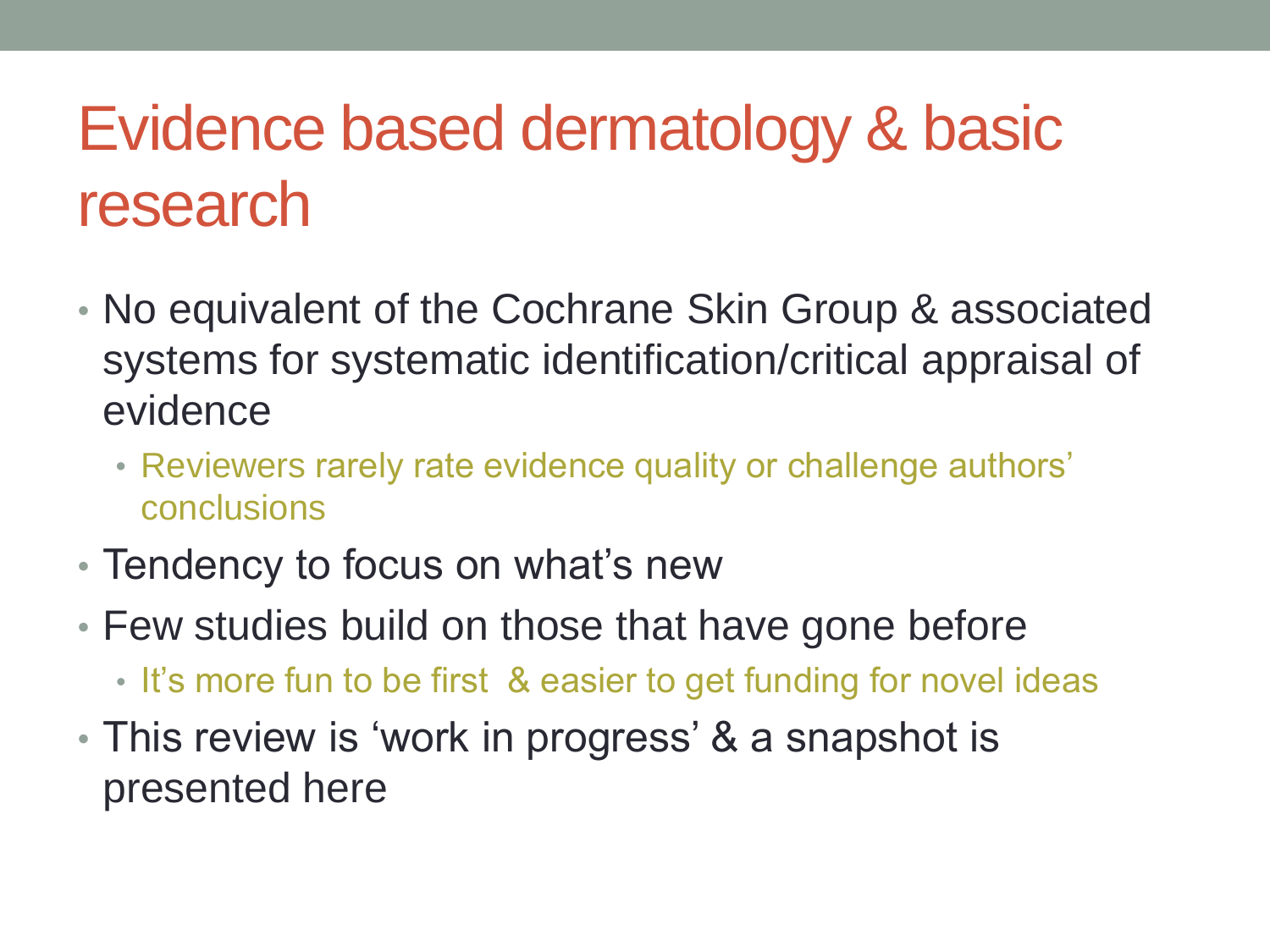# Evidence based dermatology & basic research

- No equivalent of the Cochrane Skin Group & associated systems for systematic identification/critical appraisal of evidence
  - Reviewers rarely rate evidence quality or challenge authors' conclusions
- Tendency to focus on what's new
- Few studies build on those that have gone before
  - It's more fun to be first & easier to get funding for novel ideas
- This review is 'work in progress' & a snapshot is presented here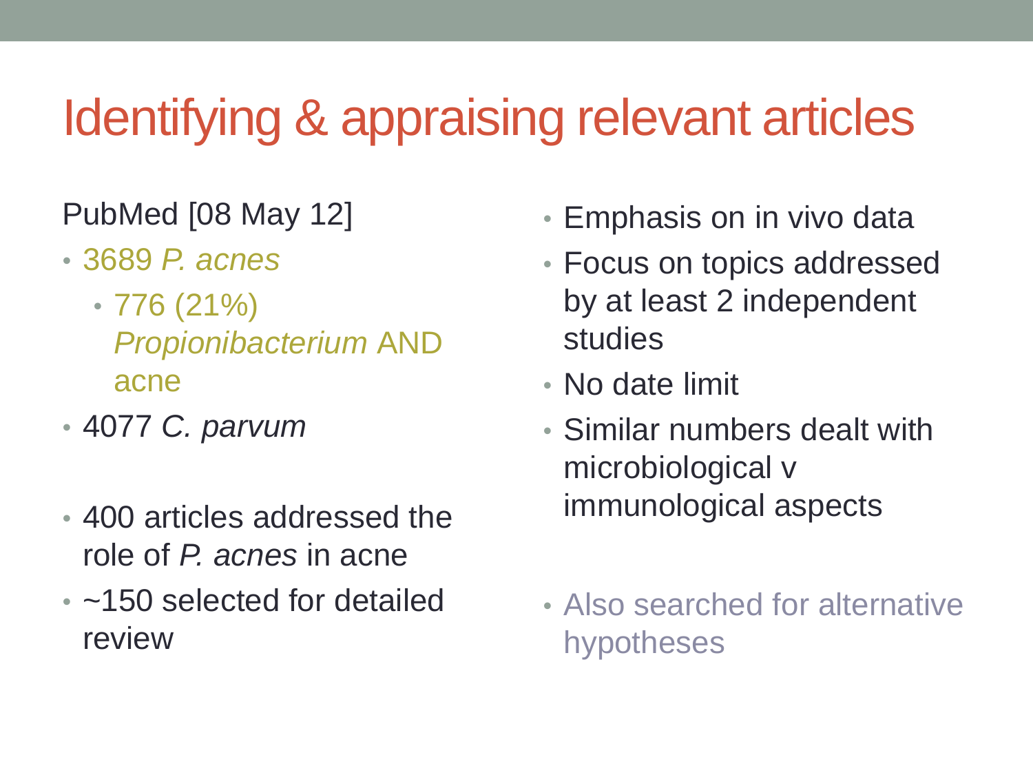# Identifying & appraising relevant articles

PubMed [08 May 12]

- 3689 *P. acnes*
  - 776 (21%) *Propionibacterium* AND acne
- 4077 *C. parvum*
- 400 articles addressed the role of *P. acnes* in acne
- ~150 selected for detailed review

- Emphasis on in vivo data
- Focus on topics addressed by at least 2 independent studies
- No date limit
- Similar numbers dealt with microbiological v immunological aspects
- Also searched for alternative hypotheses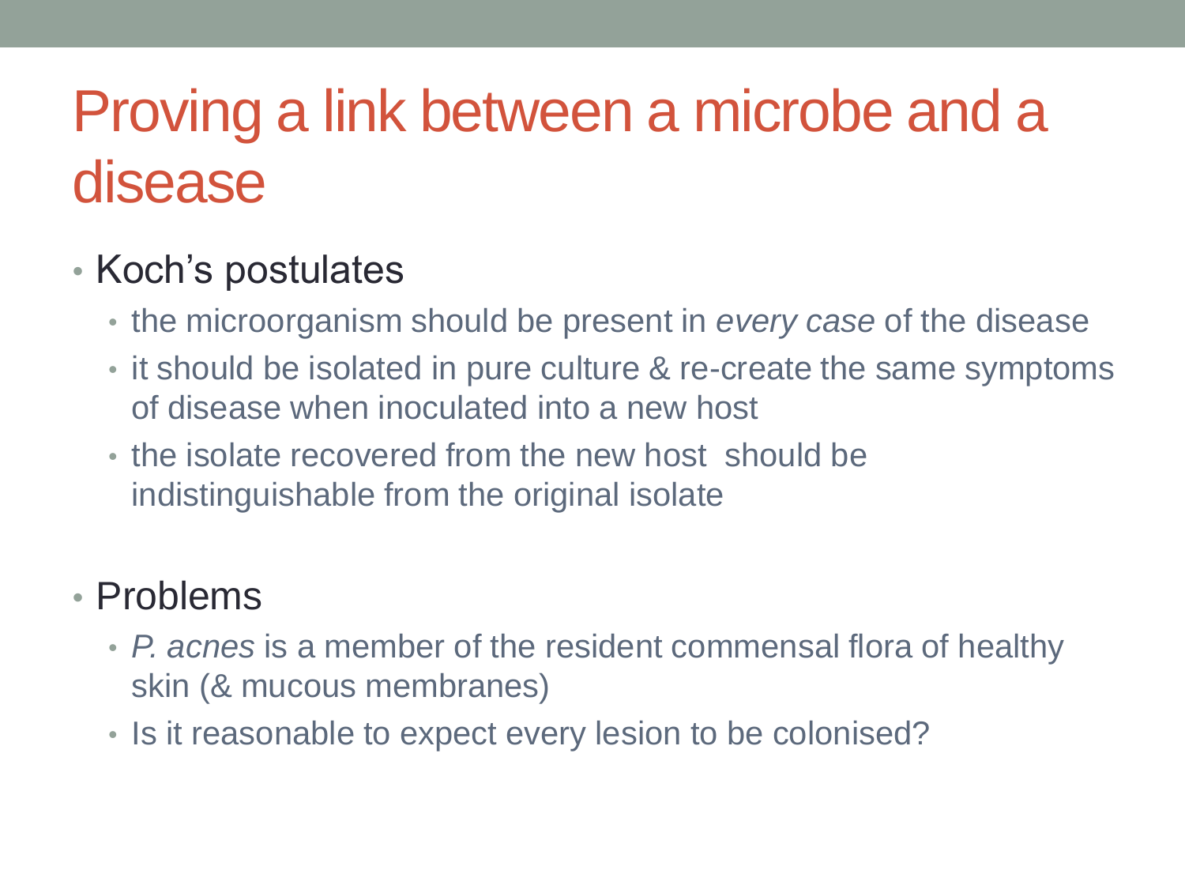# Proving a link between a microbe and a disease

- Koch's postulates
  - the microorganism should be present in *every case* of the disease
  - it should be isolated in pure culture & re-create the same symptoms of disease when inoculated into a new host
  - the isolate recovered from the new host should be indistinguishable from the original isolate
- Problems
  - *P. acnes* is a member of the resident commensal flora of healthy skin (& mucous membranes)
  - Is it reasonable to expect every lesion to be colonised?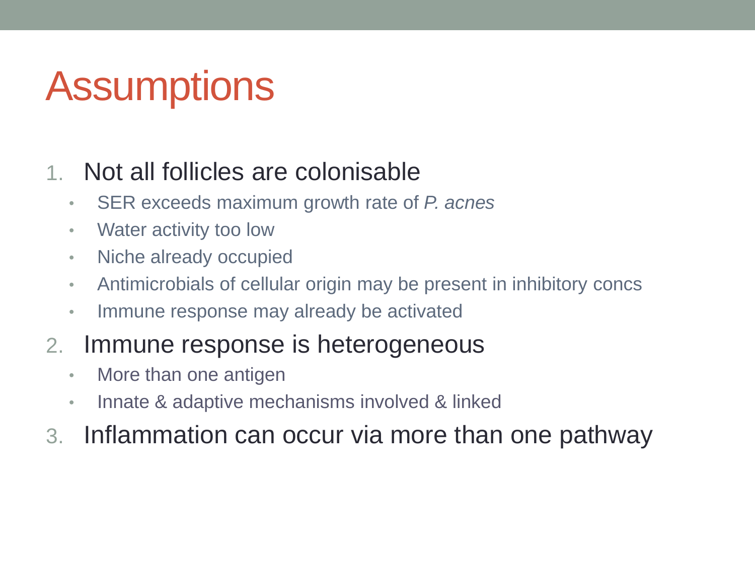# Assumptions

1. Not all follicles are colonisable
   - SER exceeds maximum growth rate of *P. acnes*
   - Water activity too low
   - Niche already occupied
   - Antimicrobials of cellular origin may be present in inhibitory concs
   - Immune response may already be activated
2. Immune response is heterogeneous
   - More than one antigen
   - Innate & adaptive mechanisms involved & linked
3. Inflammation can occur via more than one pathway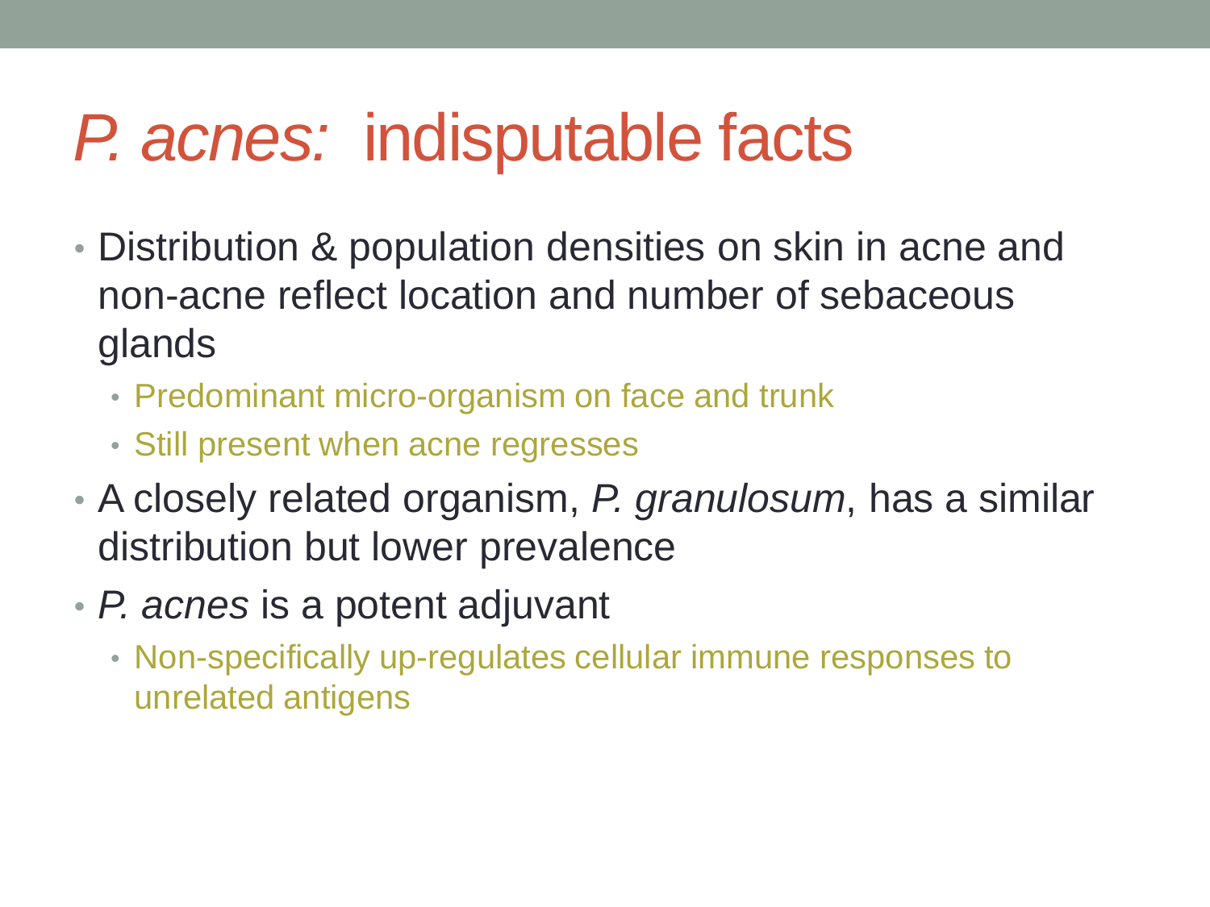# *P. acnes:* indisputable facts

- Distribution & population densities on skin in acne and non-acne reflect location and number of sebaceous glands
  - Predominant micro-organism on face and trunk
  - Still present when acne regresses
- A closely related organism, *P. granulosum*, has a similar distribution but lower prevalence
- *P. acnes* is a potent adjuvant
  - Non-specifically up-regulates cellular immune responses to unrelated antigens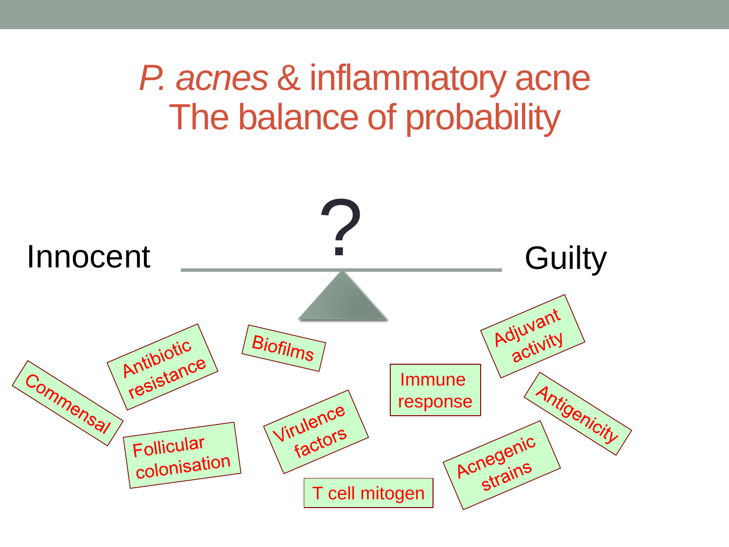# *P. acnes* & inflammatory acne
# The balance of probability

?

Innocent

Guilty

- Commensal
- Antibiotic resistance
- Follicular colonisation
- Biofilms
- Virulence factors
- T cell mitogen
- Immune response
- Adjuvant activity
- Antigenicity
- Acnegenic strains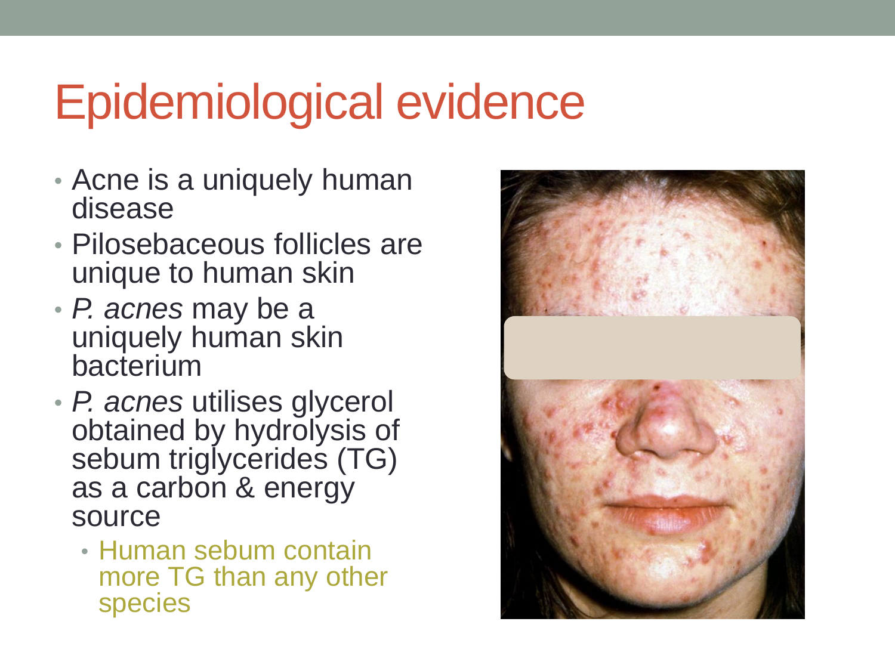# Epidemiological evidence

- Acne is a uniquely human disease
- Pilosebaceous follicles are unique to human skin
- *P. acnes* may be a uniquely human skin bacterium
- *P. acnes* utilises glycerol obtained by hydrolysis of sebum triglycerides (TG) as a carbon & energy source
  - Human sebum contain more TG than any other species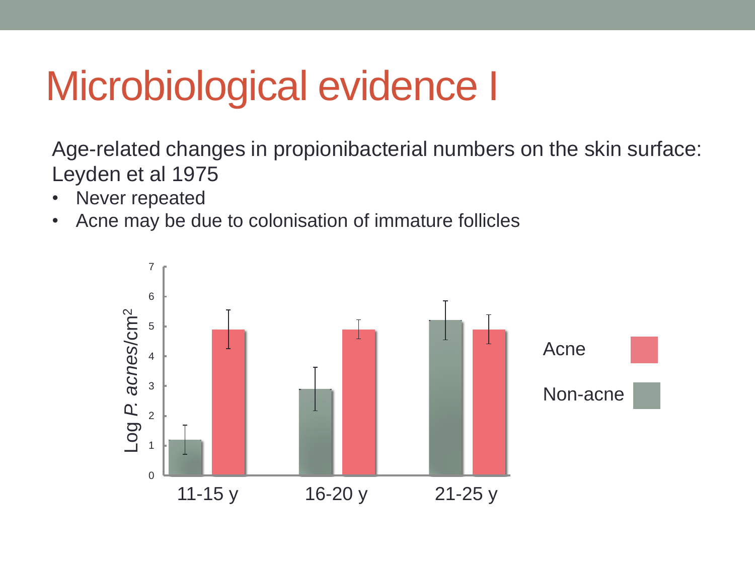# Microbiological evidence I

Age-related changes in propionibacterial numbers on the skin surface: Leyden et al 1975

- Never repeated
- Acne may be due to colonisation of immature follicles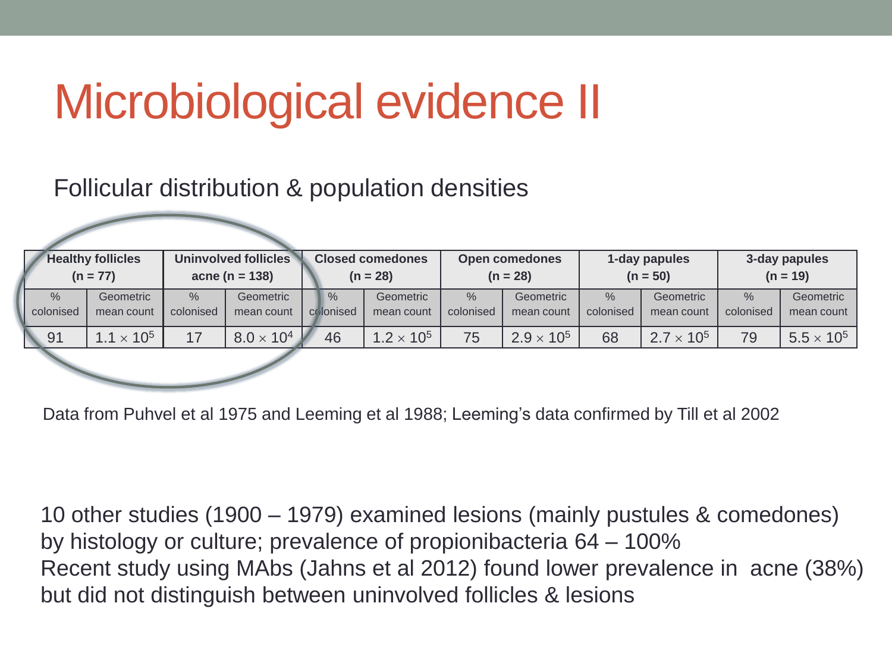# Microbiological evidence II

Follicular distribution & population densities

| Healthy follicles (n = 77) | | Uninvolved follicles acne (n = 138) | | Closed comedones (n = 28) | | Open comedones (n = 28) | | 1-day papules (n = 50) | | 3-day papules (n = 19) | |
|---|---|---|---|---|---|---|---|---|---|---|---|
| % colonised | Geometric mean count | % colonised | Geometric mean count | % colonised | Geometric mean count | % colonised | Geometric mean count | % colonised | Geometric mean count | % colonised | Geometric mean count |
| 91 | $1.1 \times 10^5$ | 17 | $8.0 \times 10^4$ | 46 | $1.2 \times 10^5$ | 75 | $2.9 \times 10^5$ | 68 | $2.7 \times 10^5$ | 79 | $5.5 \times 10^5$ |

Data from Puhvel et al 1975 and Leeming et al 1988; Leeming's data confirmed by Till et al 2002

10 other studies (1900 – 1979) examined lesions (mainly pustules & comedones) by histology or culture; prevalence of propionibacteria 64 – 100%
Recent study using MAbs (Jahns et al 2012) found lower prevalence in acne (38%) but did not distinguish between uninvolved follicles & lesions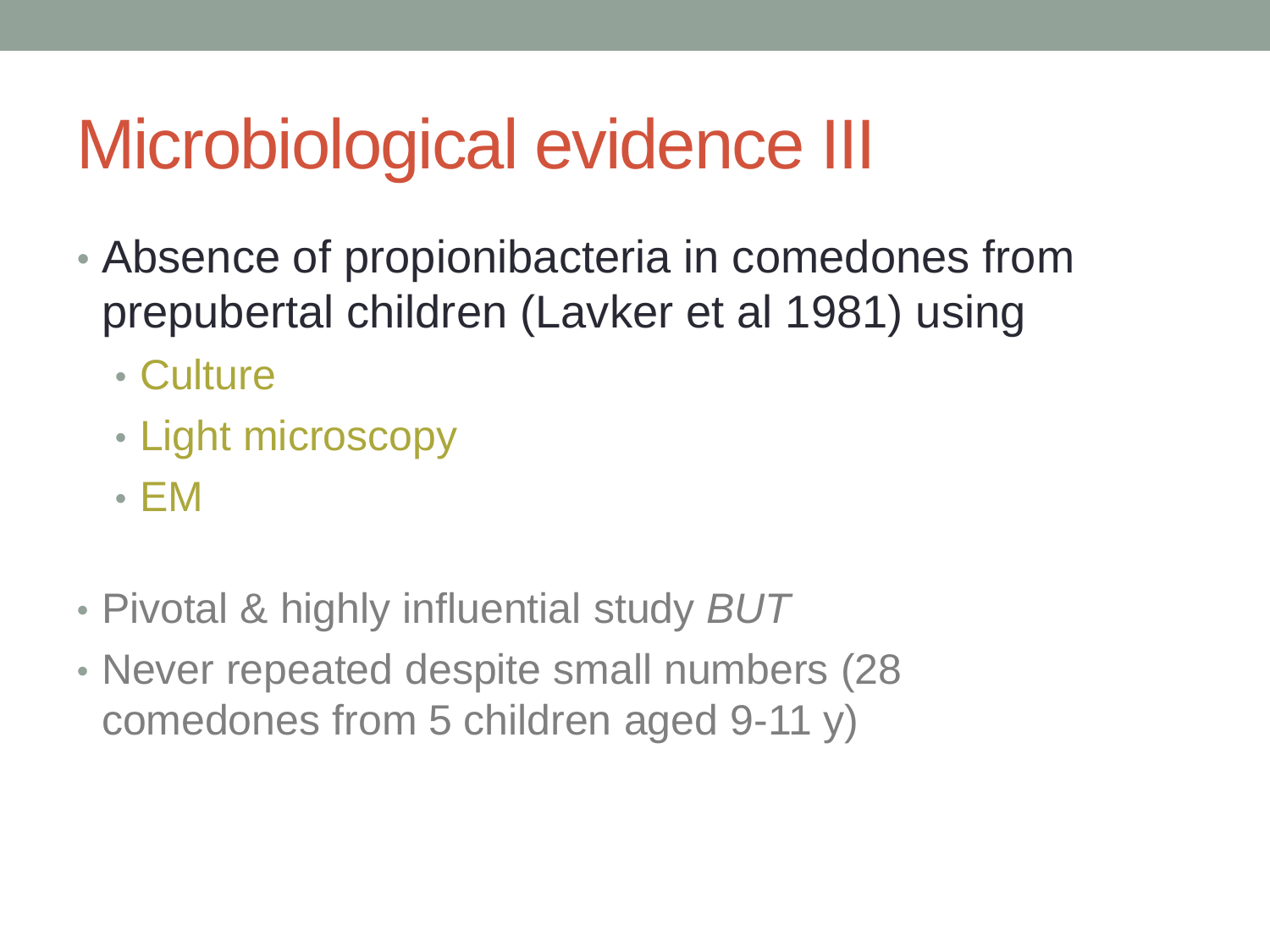# Microbiological evidence III

- Absence of propionibacteria in comedones from prepubertal children (Lavker et al 1981) using
  - Culture
  - Light microscopy
  - EM

- Pivotal & highly influential study *BUT*
- Never repeated despite small numbers (28 comedones from 5 children aged 9-11 y)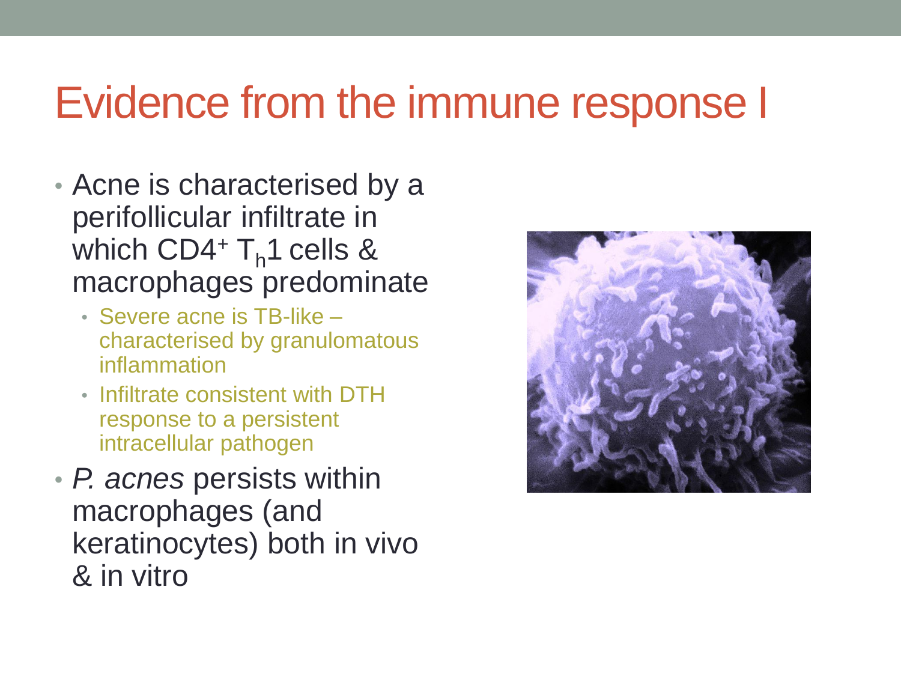# Evidence from the immune response I

- Acne is characterised by a perifollicular infiltrate in which $CD4^+$ $T_h1$ cells & macrophages predominate
  - Severe acne is TB-like – characterised by granulomatous inflammation
  - Infiltrate consistent with DTH response to a persistent intracellular pathogen
- *P. acnes* persists within macrophages (and keratinocytes) both in vivo & in vitro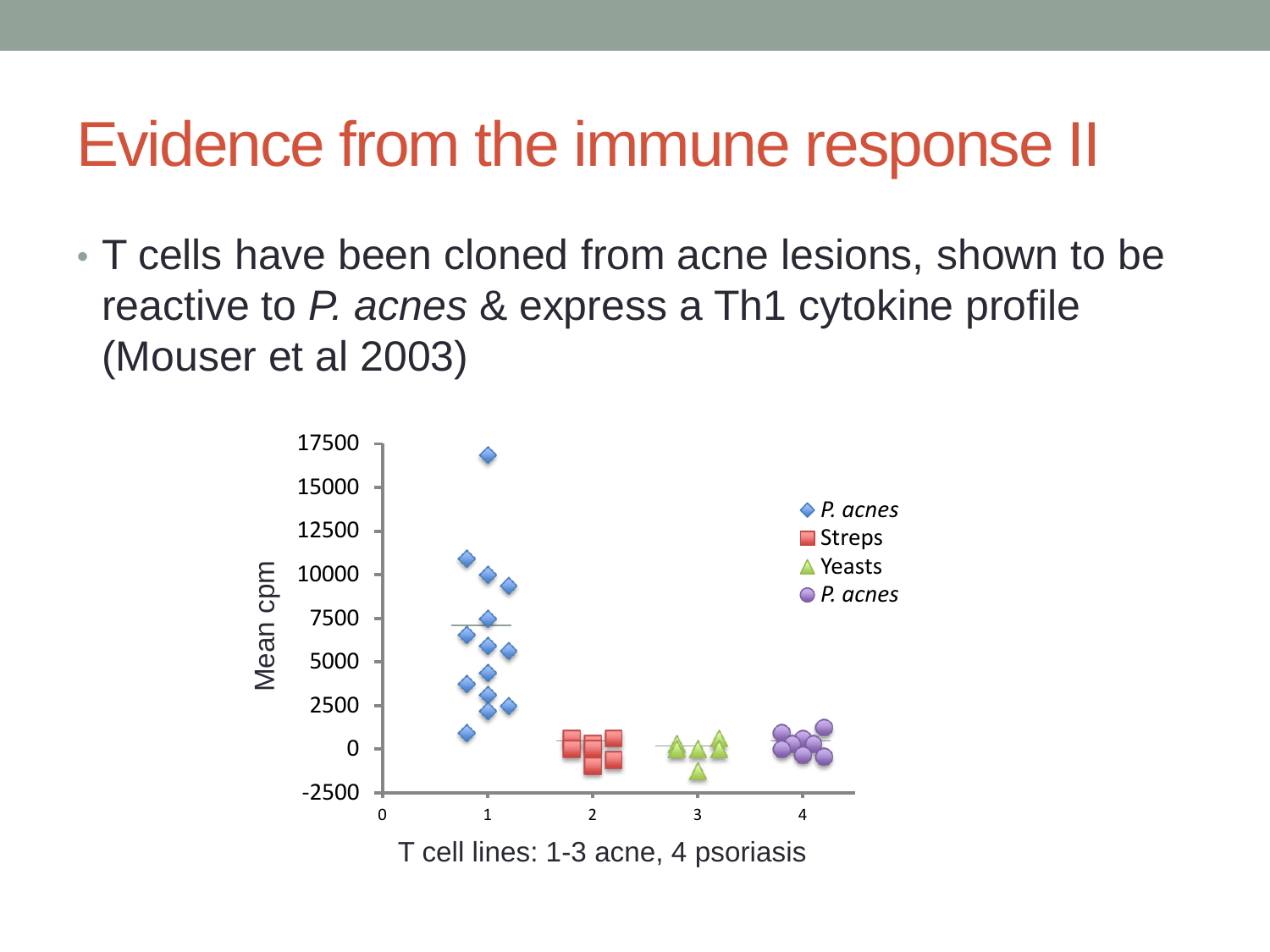# Evidence from the immune response II

- T cells have been cloned from acne lesions, shown to be reactive to *P. acnes* & express a Th1 cytokine profile (Mouser et al 2003)

Mean cpm

T cell lines: 1-3 acne, 4 psoriasis

Legend: ◆ *P. acnes* ■ Streps ▲ Yeasts ● *P. acnes*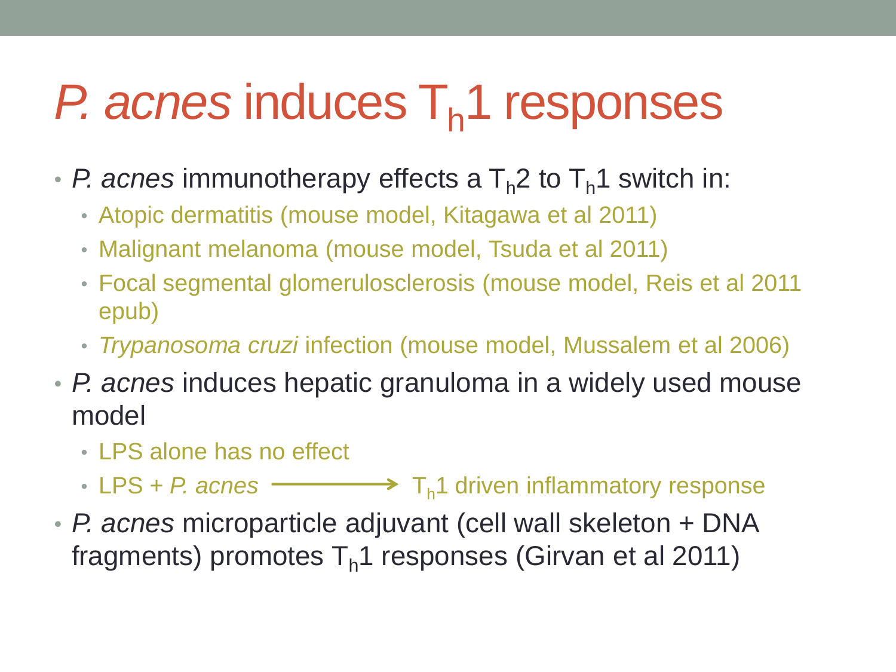# *P. acnes* induces $T_h1$ responses

- *P. acnes* immunotherapy effects a $T_h2$ to $T_h1$ switch in:
  - Atopic dermatitis (mouse model, Kitagawa et al 2011)
  - Malignant melanoma (mouse model, Tsuda et al 2011)
  - Focal segmental glomerulosclerosis (mouse model, Reis et al 2011 epub)
  - *Trypanosoma cruzi* infection (mouse model, Mussalem et al 2006)
- *P. acnes* induces hepatic granuloma in a widely used mouse model
  - LPS alone has no effect
  - LPS + *P. acnes* ⟶ $T_h1$ driven inflammatory response
- *P. acnes* microparticle adjuvant (cell wall skeleton + DNA fragments) promotes $T_h1$ responses (Girvan et al 2011)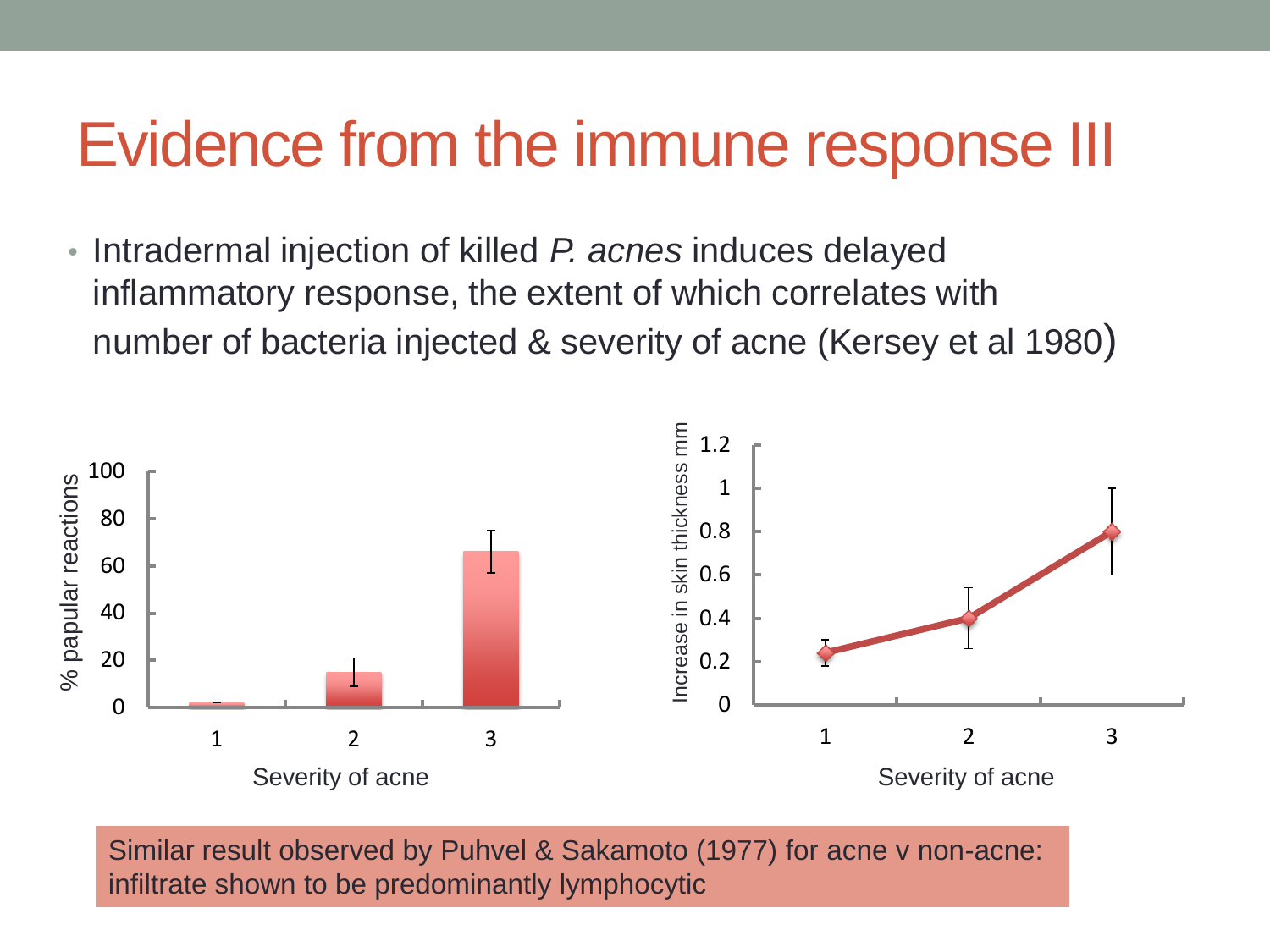# Evidence from the immune response III

- Intradermal injection of killed *P. acnes* induces delayed inflammatory response, the extent of which correlates with number of bacteria injected & severity of acne (Kersey et al 1980)

Similar result observed by Puhvel & Sakamoto (1977) for acne v non-acne: infiltrate shown to be predominantly lymphocytic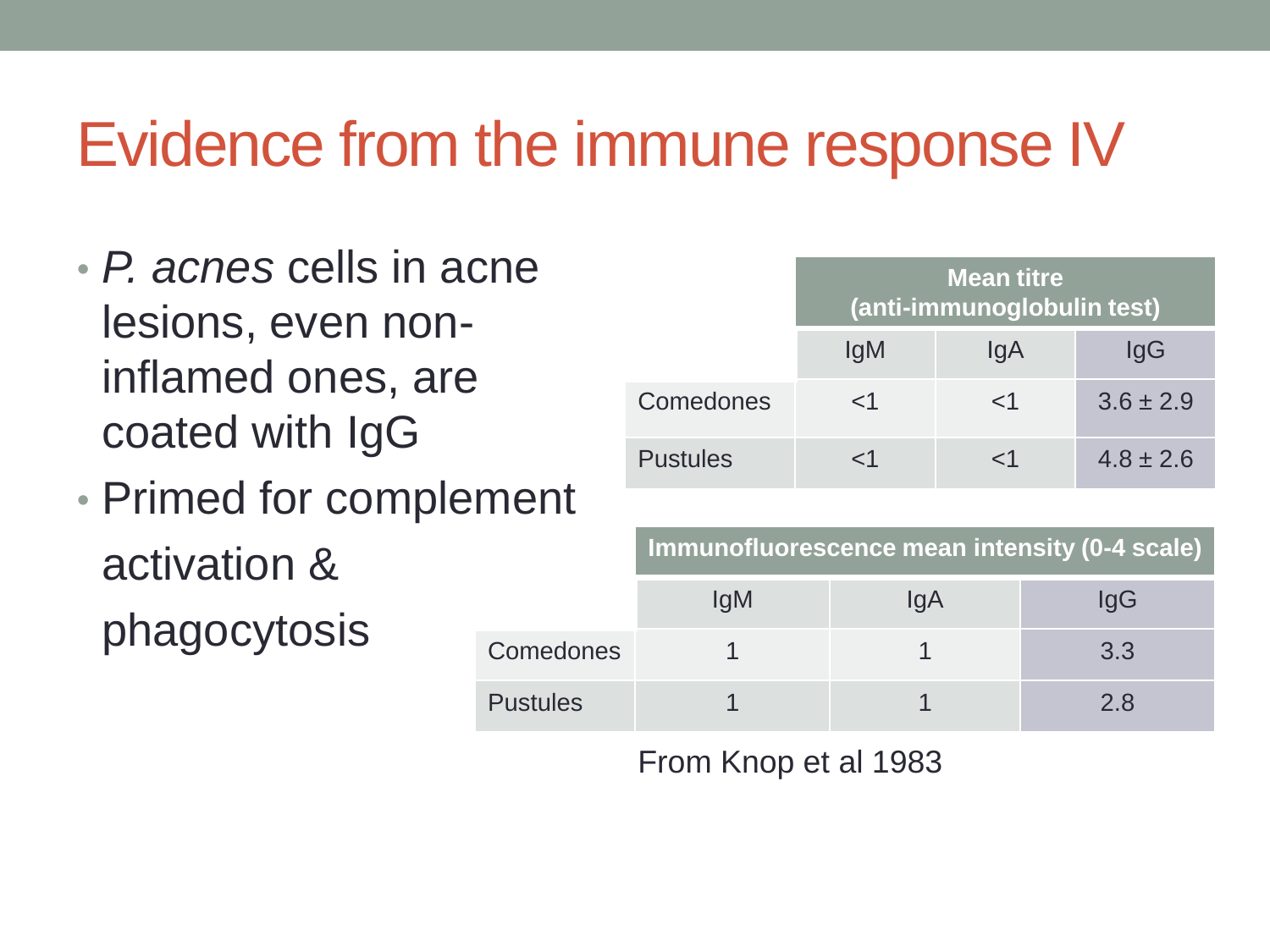# Evidence from the immune response IV

- *P. acnes* cells in acne lesions, even non-inflamed ones, are coated with IgG
- Primed for complement activation & phagocytosis

| | Mean titre (anti-immunoglobulin test) | | |
|---|---|---|---|
| | IgM | IgA | IgG |
| Comedones | <1 | <1 | 3.6 ± 2.9 |
| Pustules | <1 | <1 | 4.8 ± 2.6 |

| | Immunofluorescence mean intensity (0-4 scale) | | |
|---|---|---|---|
| | IgM | IgA | IgG |
| Comedones | 1 | 1 | 3.3 |
| Pustules | 1 | 1 | 2.8 |

From Knop et al 1983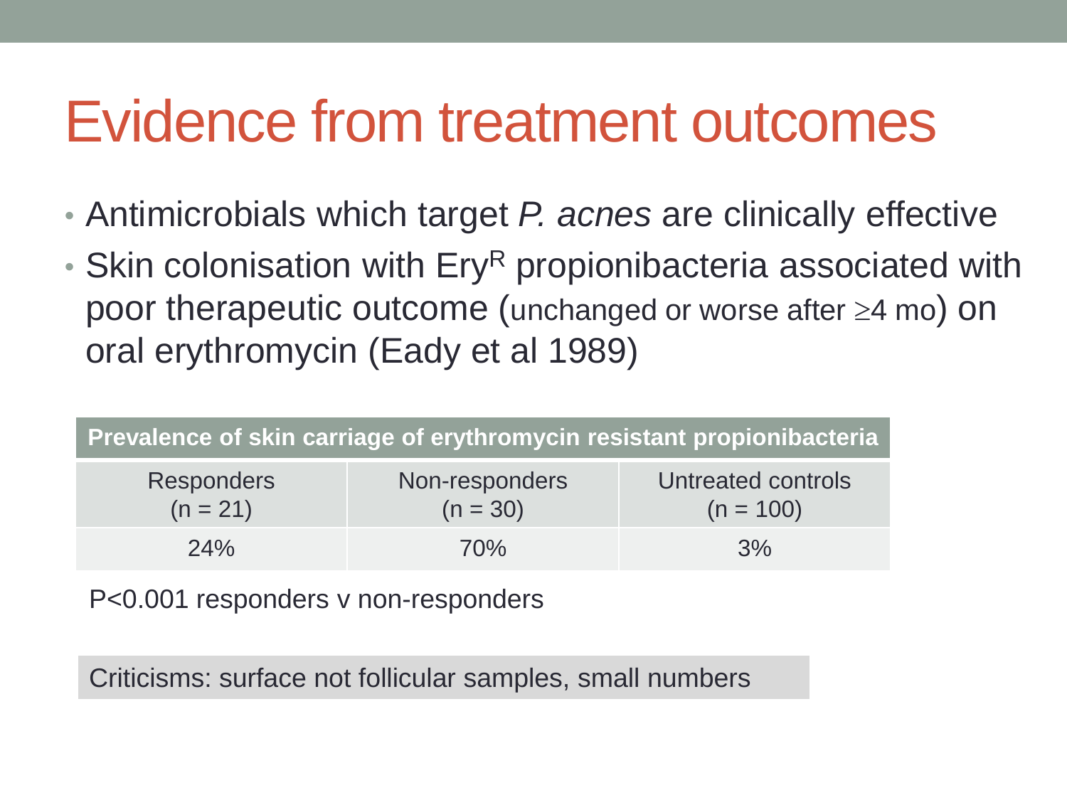# Evidence from treatment outcomes

- Antimicrobials which target *P. acnes* are clinically effective
- Skin colonisation with Ery$^R$ propionibacteria associated with poor therapeutic outcome (unchanged or worse after ≥4 mo) on oral erythromycin (Eady et al 1989)

| Prevalence of skin carriage of erythromycin resistant propionibacteria | | |
|---|---|---|
| Responders (n = 21) | Non-responders (n = 30) | Untreated controls (n = 100) |
| 24% | 70% | 3% |

P<0.001 responders v non-responders

Criticisms: surface not follicular samples, small numbers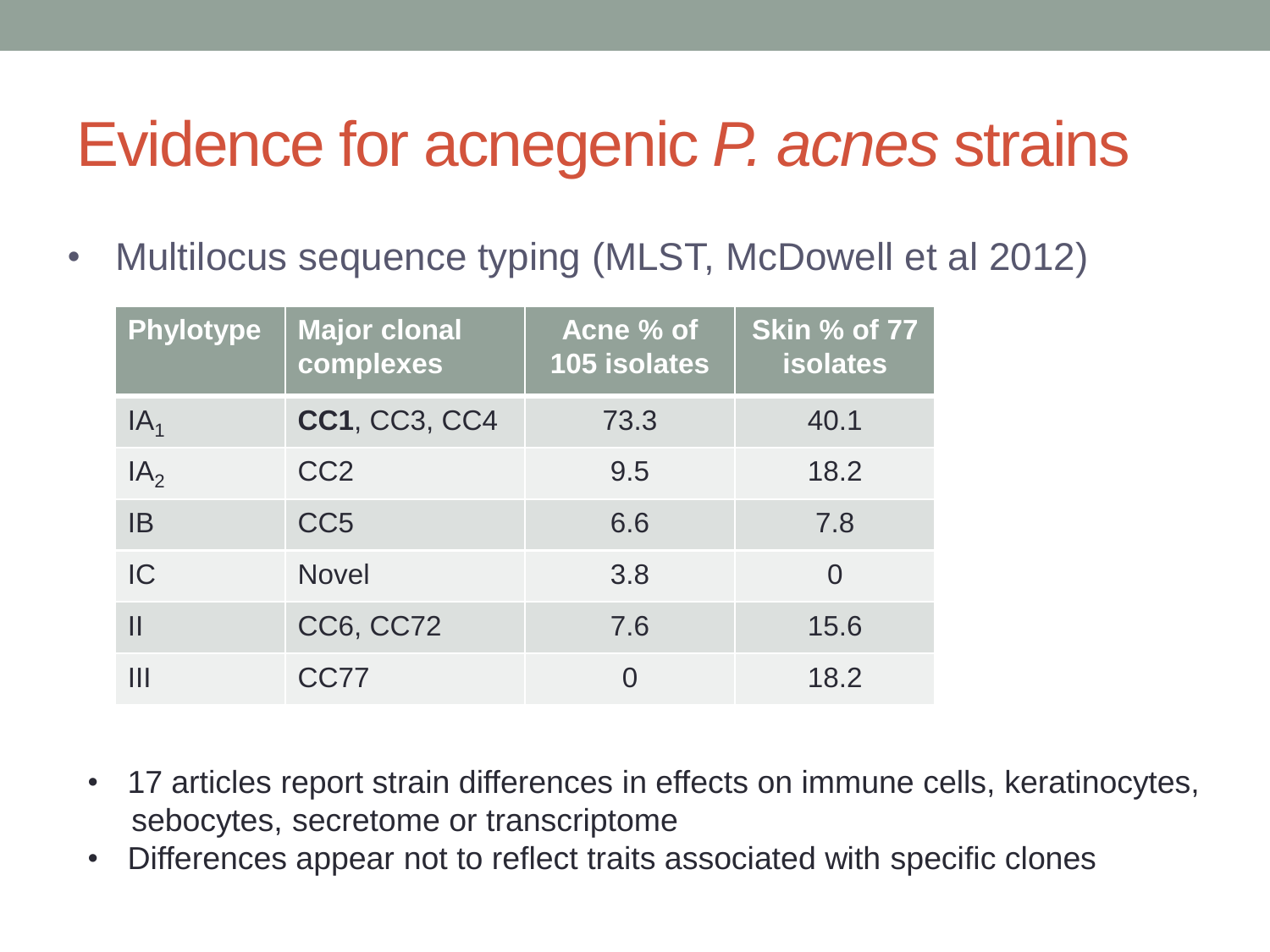# Evidence for acnegenic *P. acnes* strains

- Multilocus sequence typing (MLST, McDowell et al 2012)

| Phylotype | Major clonal complexes | Acne % of 105 isolates | Skin % of 77 isolates |
|---|---|---|---|
| $IA_1$ | **CC1**, CC3, CC4 | 73.3 | 40.1 |
| $IA_2$ | CC2 | 9.5 | 18.2 |
| IB | CC5 | 6.6 | 7.8 |
| IC | Novel | 3.8 | 0 |
| II | CC6, CC72 | 7.6 | 15.6 |
| III | CC77 | 0 | 18.2 |

- 17 articles report strain differences in effects on immune cells, keratinocytes, sebocytes, secretome or transcriptome
- Differences appear not to reflect traits associated with specific clones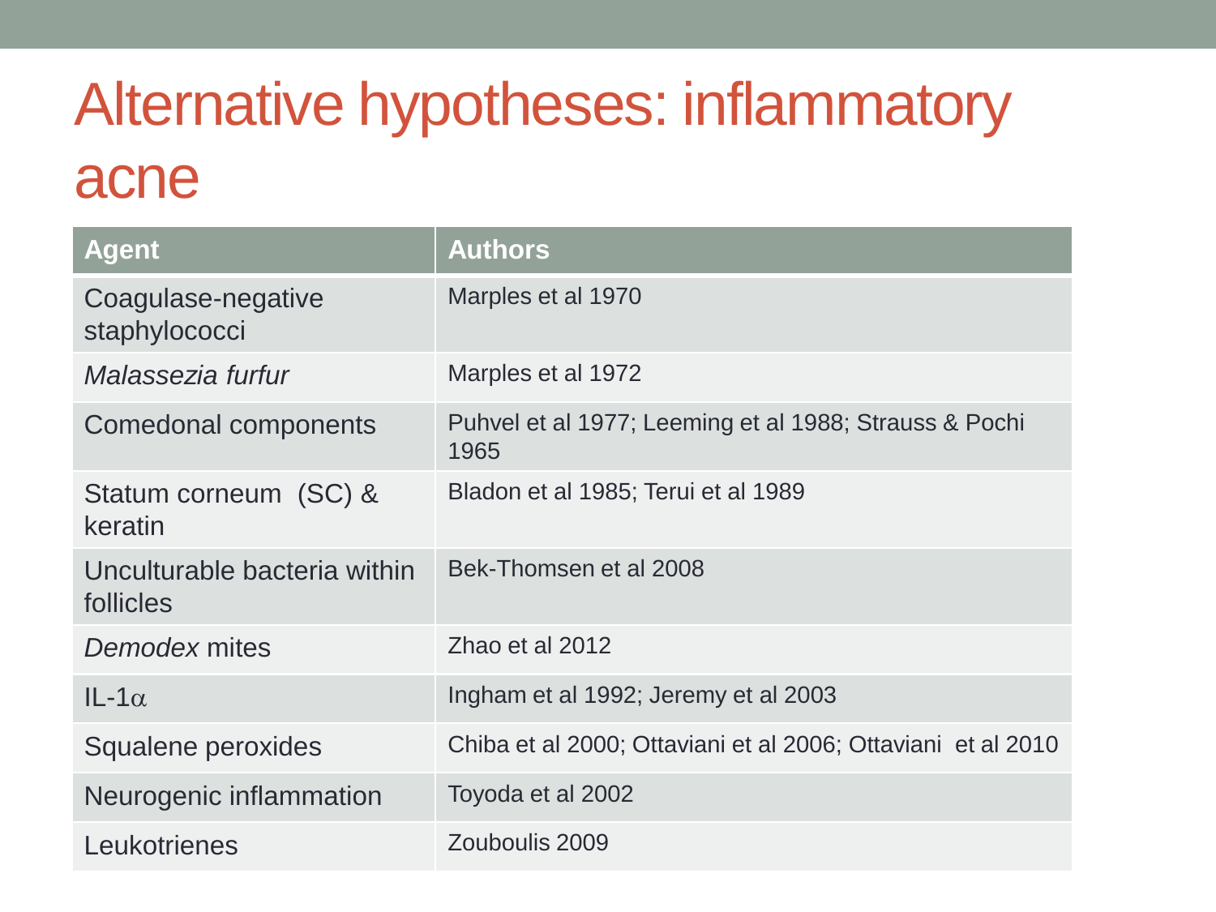# Alternative hypotheses: inflammatory acne

| Agent | Authors |
|---|---|
| Coagulase-negative staphylococci | Marples et al 1970 |
| *Malassezia furfur* | Marples et al 1972 |
| Comedonal components | Puhvel et al 1977; Leeming et al 1988; Strauss & Pochi 1965 |
| Statum corneum (SC) & keratin | Bladon et al 1985; Terui et al 1989 |
| Unculturable bacteria within follicles | Bek-Thomsen et al 2008 |
| *Demodex* mites | Zhao et al 2012 |
| IL-1$\alpha$ | Ingham et al 1992; Jeremy et al 2003 |
| Squalene peroxides | Chiba et al 2000; Ottaviani et al 2006; Ottaviani et al 2010 |
| Neurogenic inflammation | Toyoda et al 2002 |
| Leukotrienes | Zouboulis 2009 |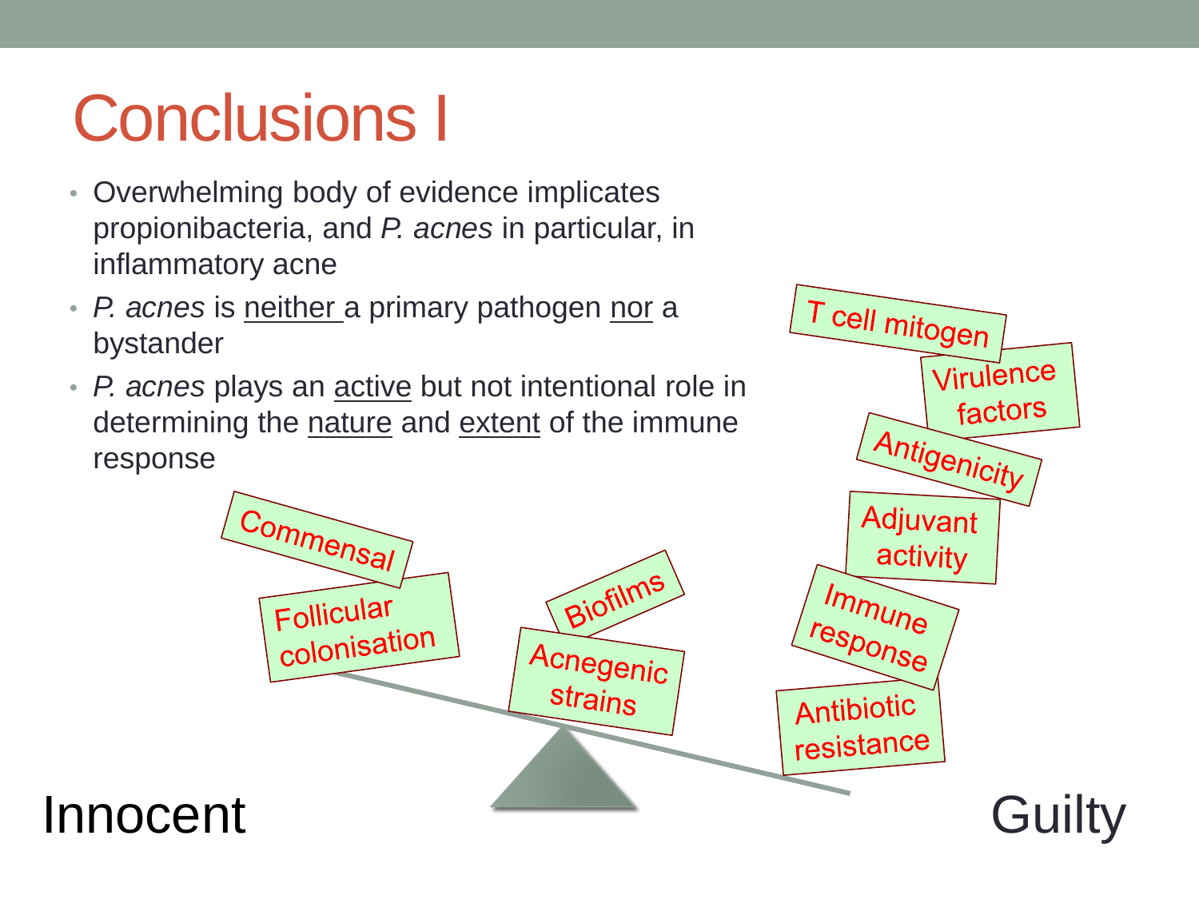# Conclusions I

- Overwhelming body of evidence implicates propionibacteria, and *P. acnes* in particular, in inflammatory acne
- *P. acnes* is neither a primary pathogen nor a bystander
- *P. acnes* plays an active but not intentional role in determining the nature and extent of the immune response

Commensal

Follicular colonisation

Biofilms

Acnegenic strains

T cell mitogen

Virulence factors

Antigenicity

Adjuvant activity

Immune response

Antibiotic resistance

Innocent

Guilty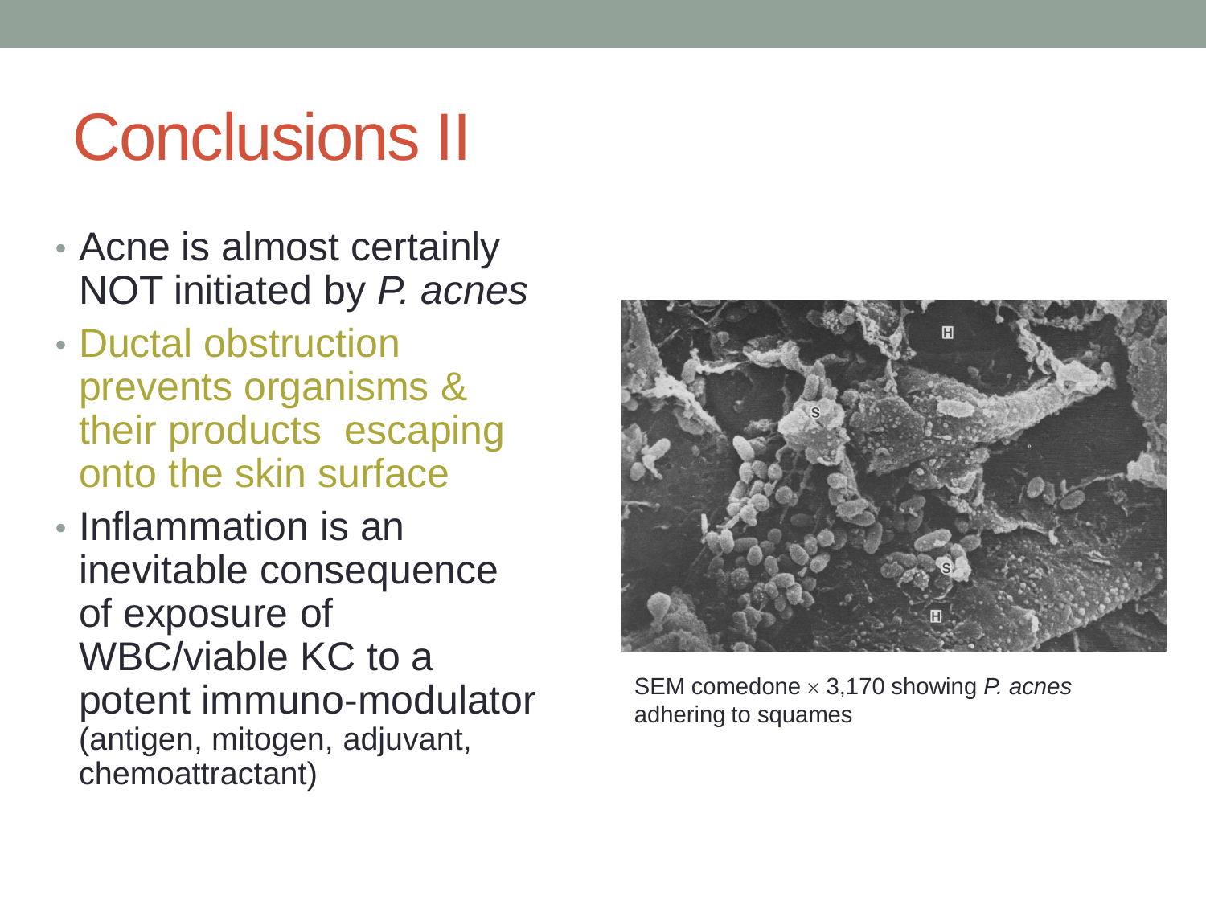# Conclusions II

- Acne is almost certainly NOT initiated by *P. acnes*
- Ductal obstruction prevents organisms & their products escaping onto the skin surface
- Inflammation is an inevitable consequence of exposure of WBC/viable KC to a potent immuno-modulator (antigen, mitogen, adjuvant, chemoattractant)

SEM comedone × 3,170 showing *P. acnes* adhering to squames